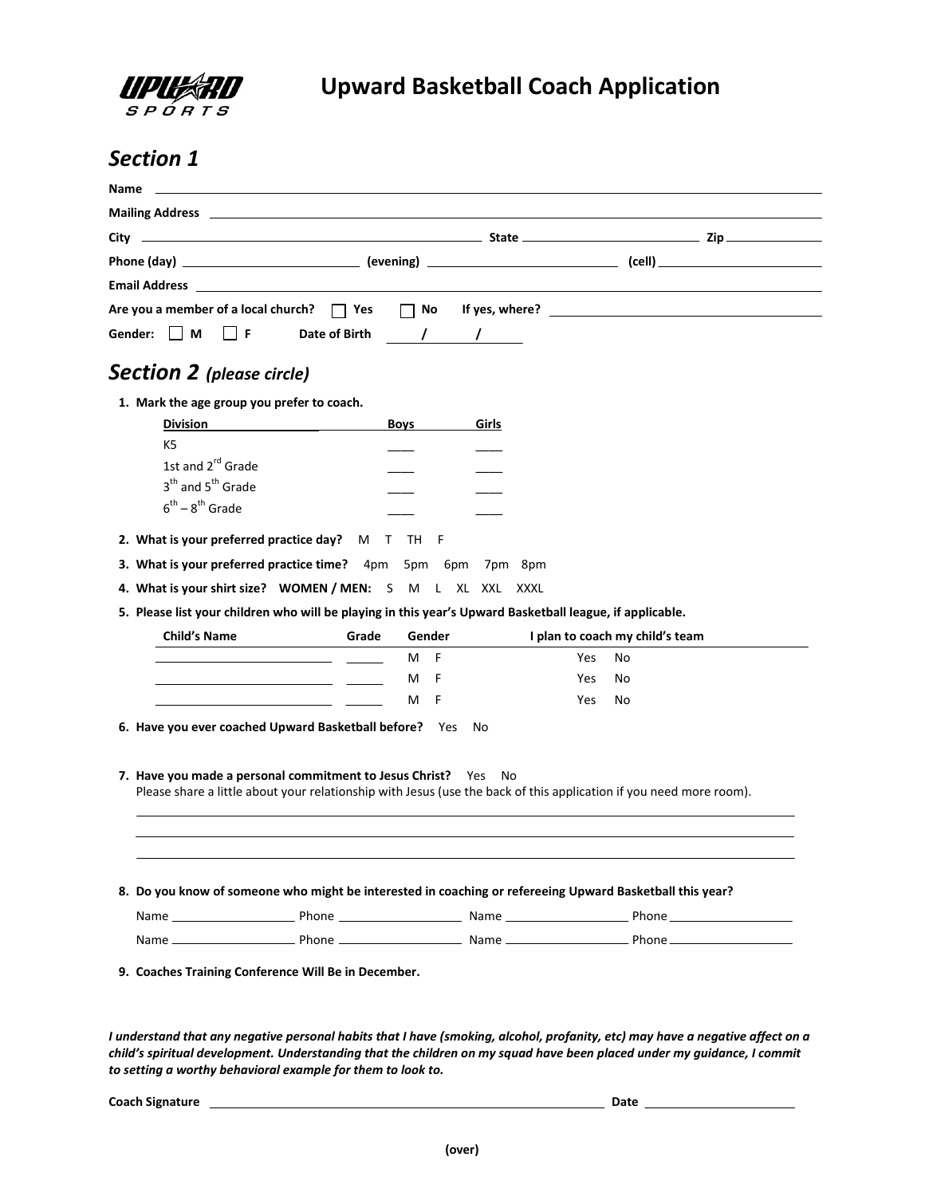# Upward Basketball Coach Application

## *Section 1*

**Name** ____________________________________________

**Mailing Address** ____________________________________________

**City** ______________________ **State** ______________ **Zip** __________

**Phone (day)** ______________ **(evening)** ______________ **(cell)** ______________

**Email Address** ____________________________________________

**Are you a member of a local church?** ☐ **Yes** ☐ **No** **If yes, where?** ______________________

**Gender:** ☐ **M** ☐ **F** **Date of Birth** ____/____/____

## *Section 2 (please circle)*

1. **Mark the age group you prefer to coach.**

| Division | Boys | Girls |
|---|---|---|
| K5 | ____ | ____ |
| 1st and 2rd Grade | ____ | ____ |
| 3th and 5th Grade | ____ | ____ |
| 6th – 8th Grade | ____ | ____ |

2. **What is your preferred practice day?** M T TH F

3. **What is your preferred practice time?** 4pm 5pm 6pm 7pm 8pm

4. **What is your shirt size? WOMEN / MEN:** S M L XL XXL XXXL

5. **Please list your children who will be playing in this year's Upward Basketball league, if applicable.**

| Child's Name | Grade | Gender | I plan to coach my child's team |
|---|---|---|---|
| ______________ | _____ | M F | Yes No |
| ______________ | _____ | M F | Yes No |
| ______________ | _____ | M F | Yes No |

6. **Have you ever coached Upward Basketball before?** Yes No

7. **Have you made a personal commitment to Jesus Christ?** Yes No
   Please share a little about your relationship with Jesus (use the back of this application if you need more room).
   ____________________________________________
   ____________________________________________
   ____________________________________________

8. **Do you know of someone who might be interested in coaching or refereeing Upward Basketball this year?**

   Name ______________ Phone ______________ Name ______________ Phone ______________
   Name ______________ Phone ______________ Name ______________ Phone ______________

9. **Coaches Training Conference Will Be in December.**

***I understand that any negative personal habits that I have (smoking, alcohol, profanity, etc) may have a negative affect on a child's spiritual development. Understanding that the children on my squad have been placed under my guidance, I commit to setting a worthy behavioral example for them to look to.***

**Coach Signature** ______________________________ **Date** ______________

**(over)**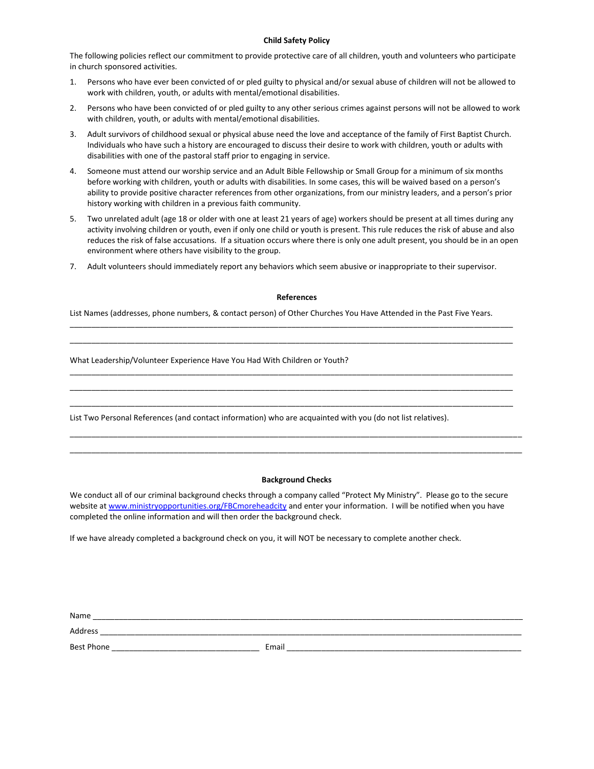**Child Safety Policy**

The following policies reflect our commitment to provide protective care of all children, youth and volunteers who participate in church sponsored activities.

1. Persons who have ever been convicted of or pled guilty to physical and/or sexual abuse of children will not be allowed to work with children, youth, or adults with mental/emotional disabilities.
2. Persons who have been convicted of or pled guilty to any other serious crimes against persons will not be allowed to work with children, youth, or adults with mental/emotional disabilities.
3. Adult survivors of childhood sexual or physical abuse need the love and acceptance of the family of First Baptist Church. Individuals who have such a history are encouraged to discuss their desire to work with children, youth or adults with disabilities with one of the pastoral staff prior to engaging in service.
4. Someone must attend our worship service and an Adult Bible Fellowship or Small Group for a minimum of six months before working with children, youth or adults with disabilities. In some cases, this will be waived based on a person's ability to provide positive character references from other organizations, from our ministry leaders, and a person's prior history working with children in a previous faith community.
5. Two unrelated adult (age 18 or older with one at least 21 years of age) workers should be present at all times during any activity involving children or youth, even if only one child or youth is present. This rule reduces the risk of abuse and also reduces the risk of false accusations. If a situation occurs where there is only one adult present, you should be in an open environment where others have visibility to the group.
7. Adult volunteers should immediately report any behaviors which seem abusive or inappropriate to their supervisor.

**References**

List Names (addresses, phone numbers, & contact person) of Other Churches You Have Attended in the Past Five Years.

_______________________________________________________________________________________________

_______________________________________________________________________________________________

What Leadership/Volunteer Experience Have You Had With Children or Youth?

_______________________________________________________________________________________________

_______________________________________________________________________________________________

_______________________________________________________________________________________________

List Two Personal References (and contact information) who are acquainted with you (do not list relatives).

_______________________________________________________________________________________________

_______________________________________________________________________________________________

**Background Checks**

We conduct all of our criminal background checks through a company called "Protect My Ministry". Please go to the secure website at [www.ministryopportunities.org/FBCmoreheadcity](http://www.ministryopportunities.org/FBCmoreheadcity) and enter your information. I will be notified when you have completed the online information and will then order the background check.

If we have already completed a background check on you, it will NOT be necessary to complete another check.

Name ___________________________________________________________________________________________

Address _________________________________________________________________________________________

Best Phone _________________________________ Email ______________________________________________